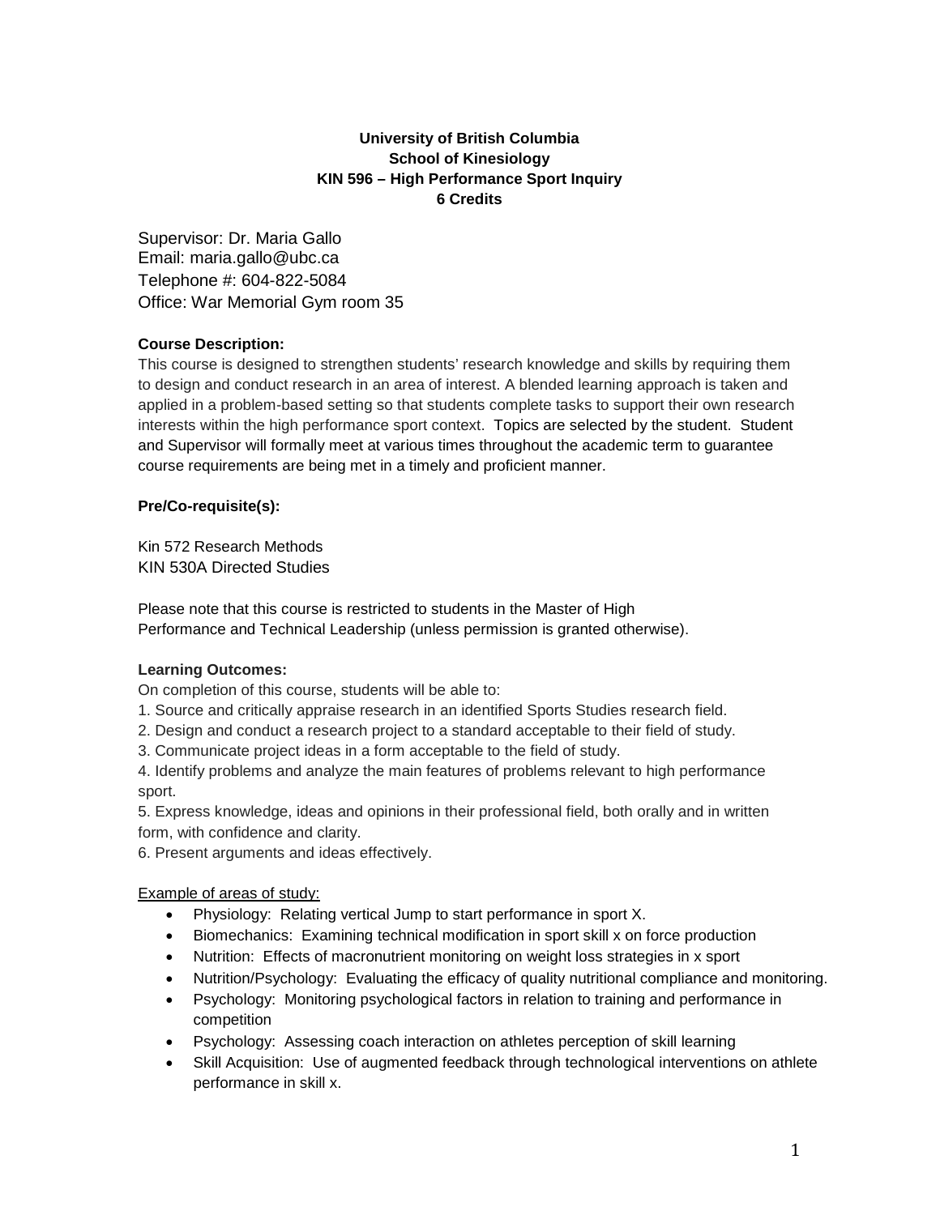# University of British Columbia
## School of Kinesiology
## KIN 596 – High Performance Sport Inquiry
## 6 Credits

Supervisor: Dr. Maria Gallo
Email: maria.gallo@ubc.ca
Telephone #: 604-822-5084
Office: War Memorial Gym room 35

**Course Description:**

This course is designed to strengthen students' research knowledge and skills by requiring them to design and conduct research in an area of interest. A blended learning approach is taken and applied in a problem-based setting so that students complete tasks to support their own research interests within the high performance sport context. Topics are selected by the student. Student and Supervisor will formally meet at various times throughout the academic term to guarantee course requirements are being met in a timely and proficient manner.

**Pre/Co-requisite(s):**

Kin 572 Research Methods
KIN 530A Directed Studies

Please note that this course is restricted to students in the Master of High Performance and Technical Leadership (unless permission is granted otherwise).

**Learning Outcomes:**

On completion of this course, students will be able to:

1. Source and critically appraise research in an identified Sports Studies research field.
2. Design and conduct a research project to a standard acceptable to their field of study.
3. Communicate project ideas in a form acceptable to the field of study.
4. Identify problems and analyze the main features of problems relevant to high performance sport.
5. Express knowledge, ideas and opinions in their professional field, both orally and in written form, with confidence and clarity.
6. Present arguments and ideas effectively.

Example of areas of study:

- Physiology: Relating vertical Jump to start performance in sport X.
- Biomechanics: Examining technical modification in sport skill x on force production
- Nutrition: Effects of macronutrient monitoring on weight loss strategies in x sport
- Nutrition/Psychology: Evaluating the efficacy of quality nutritional compliance and monitoring.
- Psychology: Monitoring psychological factors in relation to training and performance in competition
- Psychology: Assessing coach interaction on athletes perception of skill learning
- Skill Acquisition: Use of augmented feedback through technological interventions on athlete performance in skill x.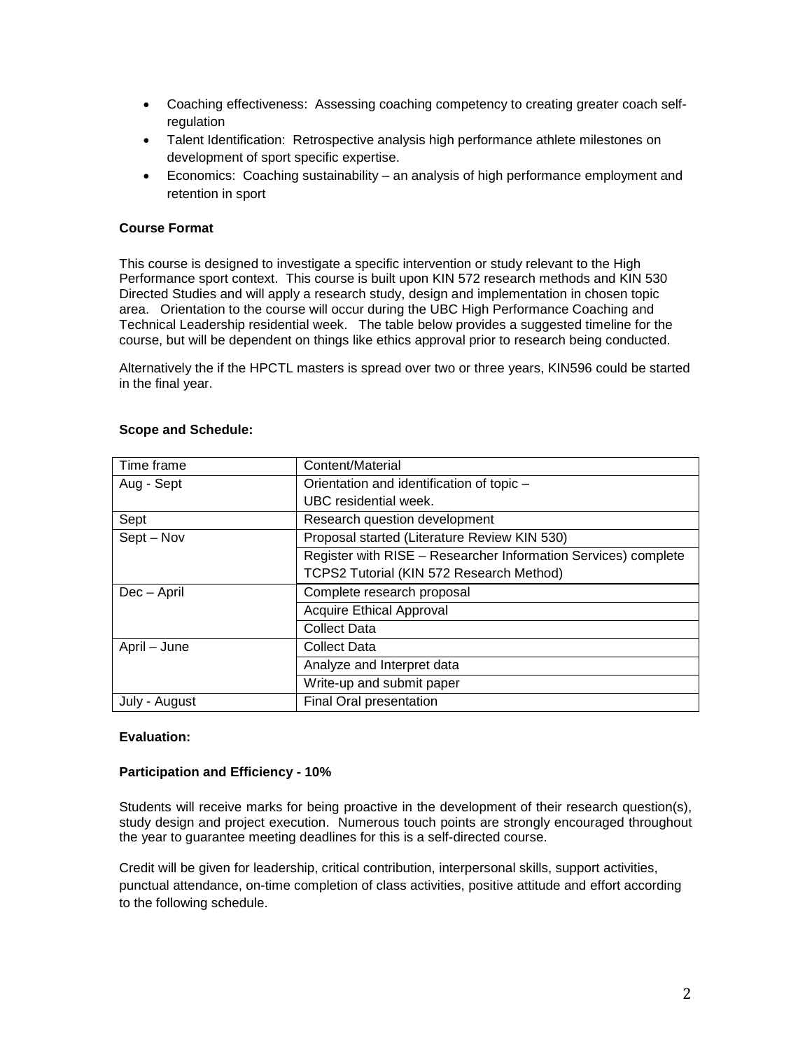- Coaching effectiveness: Assessing coaching competency to creating greater coach self-regulation
- Talent Identification: Retrospective analysis high performance athlete milestones on development of sport specific expertise.
- Economics: Coaching sustainability – an analysis of high performance employment and retention in sport

**Course Format**

This course is designed to investigate a specific intervention or study relevant to the High Performance sport context. This course is built upon KIN 572 research methods and KIN 530 Directed Studies and will apply a research study, design and implementation in chosen topic area. Orientation to the course will occur during the UBC High Performance Coaching and Technical Leadership residential week. The table below provides a suggested timeline for the course, but will be dependent on things like ethics approval prior to research being conducted.

Alternatively the if the HPCTL masters is spread over two or three years, KIN596 could be started in the final year.

**Scope and Schedule:**

| Time frame | Content/Material |
|---|---|
| Aug - Sept | Orientation and identification of topic – UBC residential week. |
| Sept | Research question development |
| Sept – Nov | Proposal started (Literature Review KIN 530) |
| | Register with RISE – Researcher Information Services) complete TCPS2 Tutorial (KIN 572 Research Method) |
| Dec – April | Complete research proposal |
| | Acquire Ethical Approval |
| | Collect Data |
| April – June | Collect Data |
| | Analyze and Interpret data |
| | Write-up and submit paper |
| July - August | Final Oral presentation |

**Evaluation:**

**Participation and Efficiency - 10%**

Students will receive marks for being proactive in the development of their research question(s), study design and project execution. Numerous touch points are strongly encouraged throughout the year to guarantee meeting deadlines for this is a self-directed course.

Credit will be given for leadership, critical contribution, interpersonal skills, support activities, punctual attendance, on-time completion of class activities, positive attitude and effort according to the following schedule.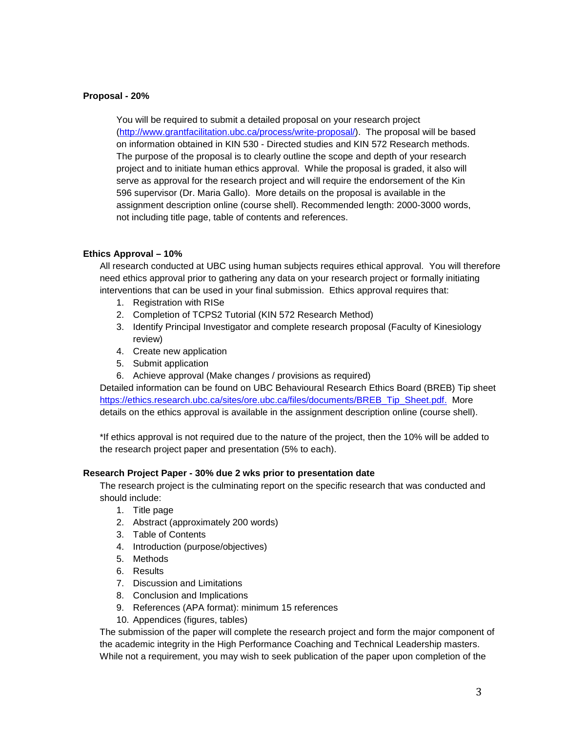**Proposal - 20%**

You will be required to submit a detailed proposal on your research project (http://www.grantfacilitation.ubc.ca/process/write-proposal/). The proposal will be based on information obtained in KIN 530 - Directed studies and KIN 572 Research methods. The purpose of the proposal is to clearly outline the scope and depth of your research project and to initiate human ethics approval. While the proposal is graded, it also will serve as approval for the research project and will require the endorsement of the Kin 596 supervisor (Dr. Maria Gallo). More details on the proposal is available in the assignment description online (course shell). Recommended length: 2000-3000 words, not including title page, table of contents and references.

**Ethics Approval – 10%**

All research conducted at UBC using human subjects requires ethical approval. You will therefore need ethics approval prior to gathering any data on your research project or formally initiating interventions that can be used in your final submission. Ethics approval requires that:

1. Registration with RISe
2. Completion of TCPS2 Tutorial (KIN 572 Research Method)
3. Identify Principal Investigator and complete research proposal (Faculty of Kinesiology review)
4. Create new application
5. Submit application
6. Achieve approval (Make changes / provisions as required)

Detailed information can be found on UBC Behavioural Research Ethics Board (BREB) Tip sheet https://ethics.research.ubc.ca/sites/ore.ubc.ca/files/documents/BREB_Tip_Sheet.pdf. More details on the ethics approval is available in the assignment description online (course shell).

*If ethics approval is not required due to the nature of the project, then the 10% will be added to the research project paper and presentation (5% to each).

**Research Project Paper - 30% due 2 wks prior to presentation date**

The research project is the culminating report on the specific research that was conducted and should include:

1. Title page
2. Abstract (approximately 200 words)
3. Table of Contents
4. Introduction (purpose/objectives)
5. Methods
6. Results
7. Discussion and Limitations
8. Conclusion and Implications
9. References (APA format): minimum 15 references
10. Appendices (figures, tables)

The submission of the paper will complete the research project and form the major component of the academic integrity in the High Performance Coaching and Technical Leadership masters. While not a requirement, you may wish to seek publication of the paper upon completion of the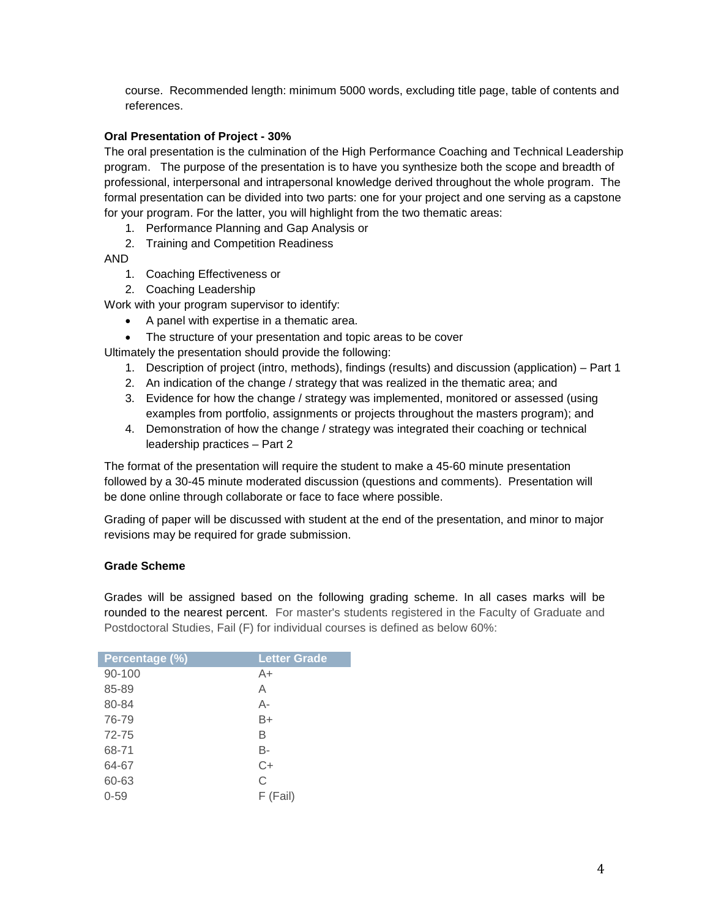course. Recommended length: minimum 5000 words, excluding title page, table of contents and references.

**Oral Presentation of Project - 30%**

The oral presentation is the culmination of the High Performance Coaching and Technical Leadership program. The purpose of the presentation is to have you synthesize both the scope and breadth of professional, interpersonal and intrapersonal knowledge derived throughout the whole program. The formal presentation can be divided into two parts: one for your project and one serving as a capstone for your program. For the latter, you will highlight from the two thematic areas:

1. Performance Planning and Gap Analysis or
2. Training and Competition Readiness

AND

1. Coaching Effectiveness or
2. Coaching Leadership

Work with your program supervisor to identify:

- A panel with expertise in a thematic area.
- The structure of your presentation and topic areas to be cover

Ultimately the presentation should provide the following:

1. Description of project (intro, methods), findings (results) and discussion (application) – Part 1
2. An indication of the change / strategy that was realized in the thematic area; and
3. Evidence for how the change / strategy was implemented, monitored or assessed (using examples from portfolio, assignments or projects throughout the masters program); and
4. Demonstration of how the change / strategy was integrated their coaching or technical leadership practices – Part 2

The format of the presentation will require the student to make a 45-60 minute presentation followed by a 30-45 minute moderated discussion (questions and comments). Presentation will be done online through collaborate or face to face where possible.

Grading of paper will be discussed with student at the end of the presentation, and minor to major revisions may be required for grade submission.

**Grade Scheme**

Grades will be assigned based on the following grading scheme. In all cases marks will be rounded to the nearest percent. For master's students registered in the Faculty of Graduate and Postdoctoral Studies, Fail (F) for individual courses is defined as below 60%:

| Percentage (%) | Letter Grade |
|---|---|
| 90-100 | A+ |
| 85-89 | A |
| 80-84 | A- |
| 76-79 | B+ |
| 72-75 | B |
| 68-71 | B- |
| 64-67 | C+ |
| 60-63 | C |
| 0-59 | F (Fail) |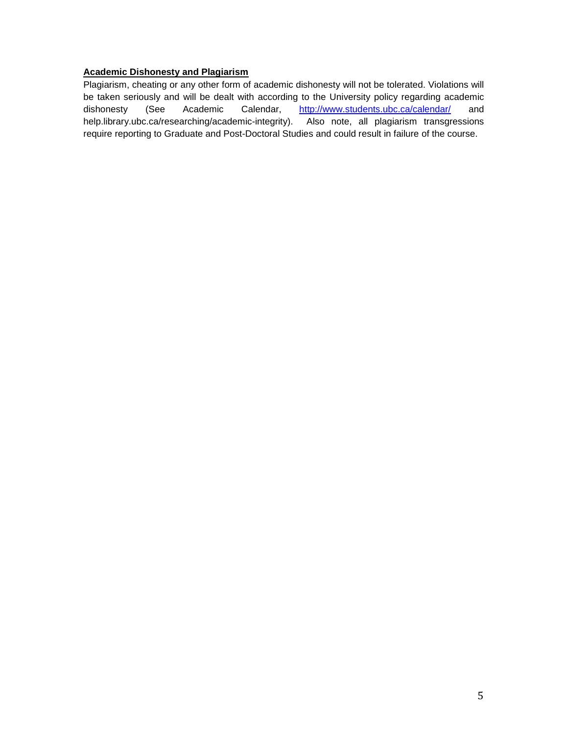**Academic Dishonesty and Plagiarism**

Plagiarism, cheating or any other form of academic dishonesty will not be tolerated. Violations will be taken seriously and will be dealt with according to the University policy regarding academic dishonesty (See Academic Calendar, [http://www.students.ubc.ca/calendar/](http://www.students.ubc.ca/calendar/) and help.library.ubc.ca/researching/academic-integrity). Also note, all plagiarism transgressions require reporting to Graduate and Post-Doctoral Studies and could result in failure of the course.